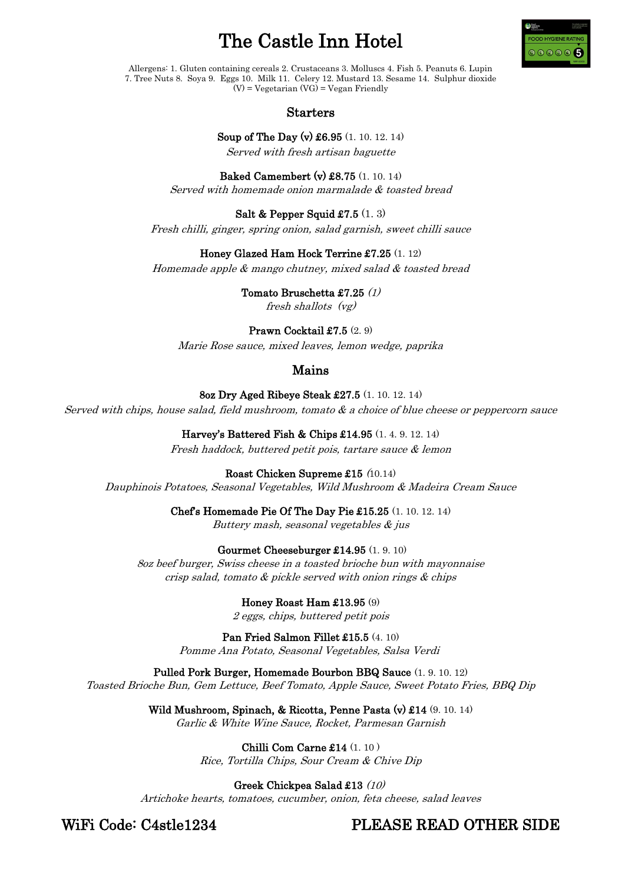# The Castle Inn Hotel

Allergens: 1. Gluten containing cereals 2. Crustaceans 3. Molluscs 4. Fish 5. Peanuts 6. Lupin 7. Tree Nuts 8. Soya 9. Eggs 10. Milk 11. Celery 12. Mustard 13. Sesame 14. Sulphur dioxide
(V) = Vegetarian (VG) = Vegan Friendly

## Starters

**Soup of The Day (v) £6.95** (1. 10. 12. 14)
*Served with fresh artisan baguette*

**Baked Camembert (v) £8.75** (1. 10. 14)
*Served with homemade onion marmalade & toasted bread*

**Salt & Pepper Squid £7.5** (1. 3)
*Fresh chilli, ginger, spring onion, salad garnish, sweet chilli sauce*

**Honey Glazed Ham Hock Terrine £7.25** (1. 12)
*Homemade apple & mango chutney, mixed salad & toasted bread*

**Tomato Bruschetta £7.25** *(1)*
*fresh shallots (vg)*

**Prawn Cocktail £7.5** (2. 9)
*Marie Rose sauce, mixed leaves, lemon wedge, paprika*

## Mains

**8oz Dry Aged Ribeye Steak £27.5** (1. 10. 12. 14)
*Served with chips, house salad, field mushroom, tomato & a choice of blue cheese or peppercorn sauce*

**Harvey's Battered Fish & Chips £14.95** (1. 4. 9. 12. 14)
*Fresh haddock, buttered petit pois, tartare sauce & lemon*

**Roast Chicken Supreme £15** (10.14)
*Dauphinois Potatoes, Seasonal Vegetables, Wild Mushroom & Madeira Cream Sauce*

**Chef's Homemade Pie Of The Day Pie £15.25** (1. 10. 12. 14)
*Buttery mash, seasonal vegetables & jus*

**Gourmet Cheeseburger £14.95** (1. 9. 10)
*8oz beef burger, Swiss cheese in a toasted brioche bun with mayonnaise crisp salad, tomato & pickle served with onion rings & chips*

**Honey Roast Ham £13.95** (9)
*2 eggs, chips, buttered petit pois*

**Pan Fried Salmon Fillet £15.5** (4. 10)
*Pomme Ana Potato, Seasonal Vegetables, Salsa Verdi*

**Pulled Pork Burger, Homemade Bourbon BBQ Sauce** (1. 9. 10. 12)
*Toasted Brioche Bun, Gem Lettuce, Beef Tomato, Apple Sauce, Sweet Potato Fries, BBQ Dip*

**Wild Mushroom, Spinach, & Ricotta, Penne Pasta (v) £14** (9. 10. 14)
*Garlic & White Wine Sauce, Rocket, Parmesan Garnish*

**Chilli Com Carne £14** (1. 10 )
*Rice, Tortilla Chips, Sour Cream & Chive Dip*

**Greek Chickpea Salad £13** *(10)*
*Artichoke hearts, tomatoes, cucumber, onion, feta cheese, salad leaves*

WiFi Code: C4stle1234

PLEASE READ OTHER SIDE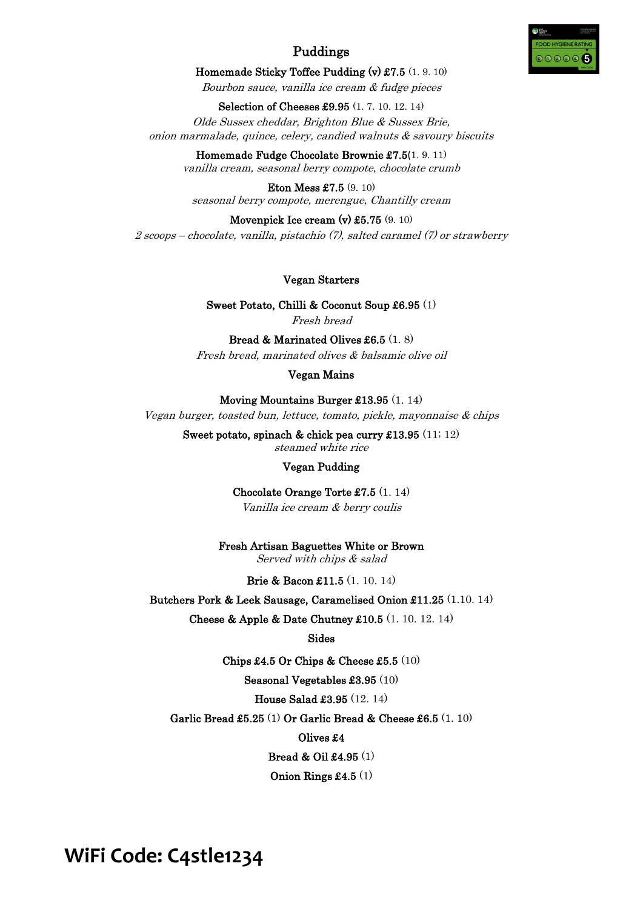## Puddings

**Homemade Sticky Toffee Pudding (v) £7.5** (1. 9. 10)
*Bourbon sauce, vanilla ice cream & fudge pieces*

**Selection of Cheeses £9.95** (1. 7. 10. 12. 14)
*Olde Sussex cheddar, Brighton Blue & Sussex Brie,*
*onion marmalade, quince, celery, candied walnuts & savoury biscuits*

**Homemade Fudge Chocolate Brownie £7.5**(1. 9. 11)
*vanilla cream, seasonal berry compote, chocolate crumb*

**Eton Mess £7.5** (9. 10)
*seasonal berry compote, merengue, Chantilly cream*

**Movenpick Ice cream (v) £5.75** (9. 10)
*2 scoops – chocolate, vanilla, pistachio (7), salted caramel (7) or strawberry*

### Vegan Starters

**Sweet Potato, Chilli & Coconut Soup £6.95** (1)
*Fresh bread*

**Bread & Marinated Olives £6.5** (1. 8)
*Fresh bread, marinated olives & balsamic olive oil*

### Vegan Mains

**Moving Mountains Burger £13.95** (1. 14)
*Vegan burger, toasted bun, lettuce, tomato, pickle, mayonnaise & chips*

**Sweet potato, spinach & chick pea curry £13.95** (11; 12)
*steamed white rice*

### Vegan Pudding

**Chocolate Orange Torte £7.5** (1. 14)
*Vanilla ice cream & berry coulis*

### Fresh Artisan Baguettes White or Brown

*Served with chips & salad*

**Brie & Bacon £11.5** (1. 10. 14)

**Butchers Pork & Leek Sausage, Caramelised Onion £11.25** (1.10. 14)

**Cheese & Apple & Date Chutney £10.5** (1. 10. 12. 14)

### Sides

**Chips £4.5 Or Chips & Cheese £5.5** (10)

**Seasonal Vegetables £3.95** (10)

**House Salad £3.95** (12. 14)

**Garlic Bread £5.25** (1) **Or Garlic Bread & Cheese £6.5** (1. 10)

**Olives £4**

**Bread & Oil £4.95** (1)

**Onion Rings £4.5** (1)

# WiFi Code: C4stle1234